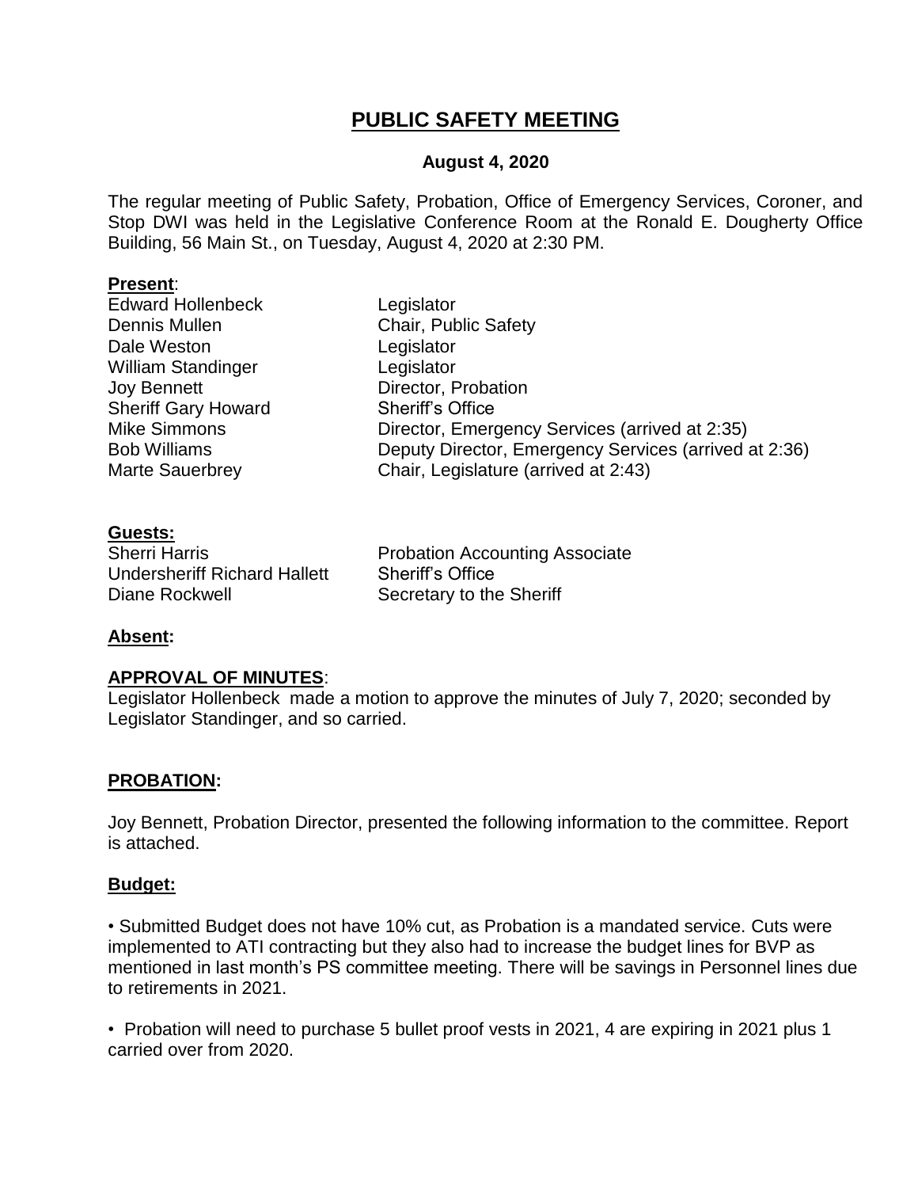# PUBLIC SAFETY MEETING

**August 4, 2020**

The regular meeting of Public Safety, Probation, Office of Emergency Services, Coroner, and Stop DWI was held in the Legislative Conference Room at the Ronald E. Dougherty Office Building, 56 Main St., on Tuesday, August 4, 2020 at 2:30 PM.

**Present**:

| | |
|---|---|
| Edward Hollenbeck | Legislator |
| Dennis Mullen | Chair, Public Safety |
| Dale Weston | Legislator |
| William Standinger | Legislator |
| Joy Bennett | Director, Probation |
| Sheriff Gary Howard | Sheriff's Office |
| Mike Simmons | Director, Emergency Services (arrived at 2:35) |
| Bob Williams | Deputy Director, Emergency Services (arrived at 2:36) |
| Marte Sauerbrey | Chair, Legislature (arrived at 2:43) |

**Guests:**

| | |
|---|---|
| Sherri Harris | Probation Accounting Associate |
| Undersheriff Richard Hallett | Sheriff's Office |
| Diane Rockwell | Secretary to the Sheriff |

**Absent:**

**APPROVAL OF MINUTES**:

Legislator Hollenbeck made a motion to approve the minutes of July 7, 2020; seconded by Legislator Standinger, and so carried.

**PROBATION:**

Joy Bennett, Probation Director, presented the following information to the committee. Report is attached.

**Budget:**

• Submitted Budget does not have 10% cut, as Probation is a mandated service. Cuts were implemented to ATI contracting but they also had to increase the budget lines for BVP as mentioned in last month's PS committee meeting. There will be savings in Personnel lines due to retirements in 2021.

• Probation will need to purchase 5 bullet proof vests in 2021, 4 are expiring in 2021 plus 1 carried over from 2020.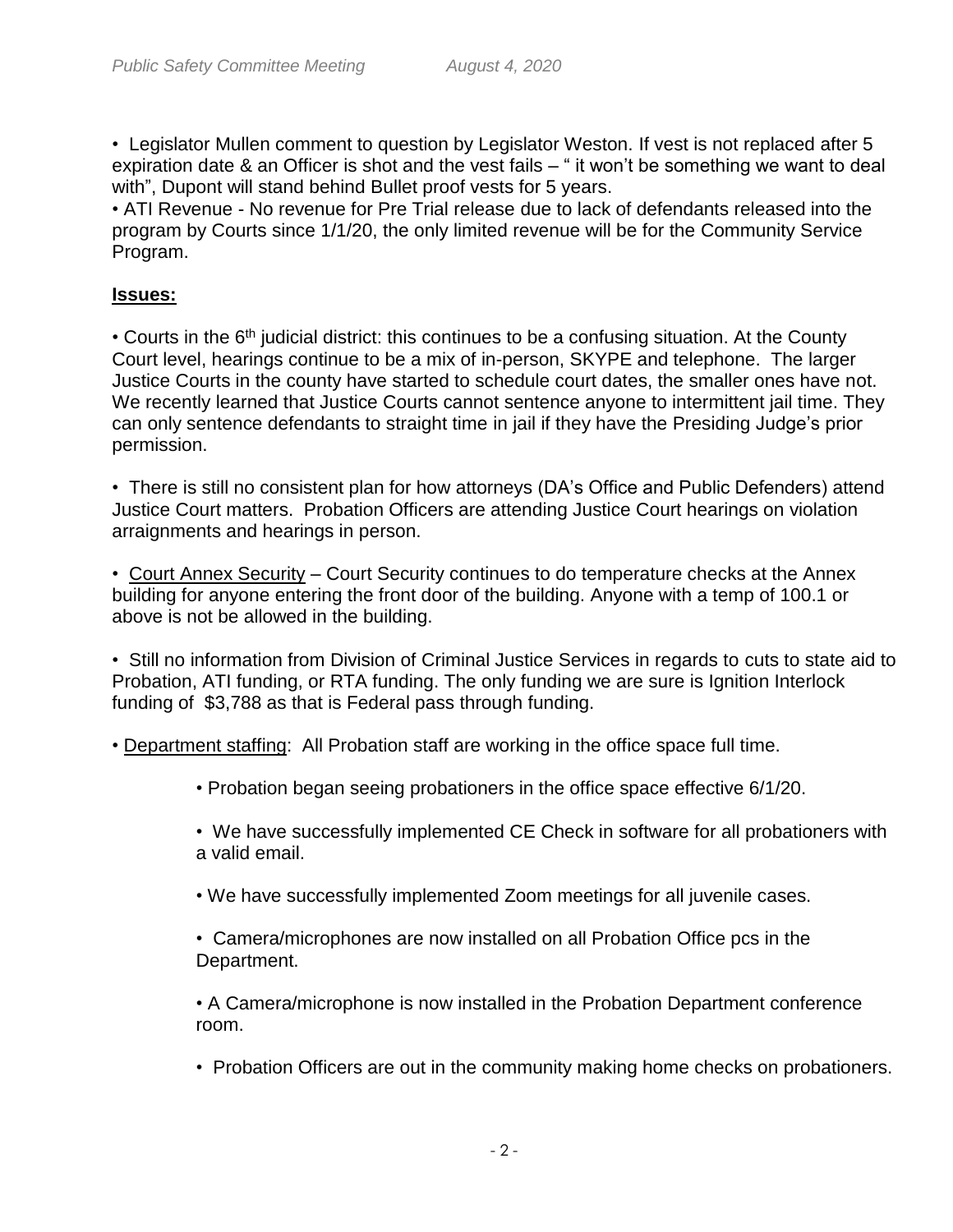• Legislator Mullen comment to question by Legislator Weston. If vest is not replaced after 5 expiration date & an Officer is shot and the vest fails – " it won't be something we want to deal with", Dupont will stand behind Bullet proof vests for 5 years.

• ATI Revenue - No revenue for Pre Trial release due to lack of defendants released into the program by Courts since 1/1/20, the only limited revenue will be for the Community Service Program.

**Issues:**

• Courts in the 6th judicial district: this continues to be a confusing situation. At the County Court level, hearings continue to be a mix of in-person, SKYPE and telephone. The larger Justice Courts in the county have started to schedule court dates, the smaller ones have not. We recently learned that Justice Courts cannot sentence anyone to intermittent jail time. They can only sentence defendants to straight time in jail if they have the Presiding Judge's prior permission.

• There is still no consistent plan for how attorneys (DA's Office and Public Defenders) attend Justice Court matters. Probation Officers are attending Justice Court hearings on violation arraignments and hearings in person.

• Court Annex Security – Court Security continues to do temperature checks at the Annex building for anyone entering the front door of the building. Anyone with a temp of 100.1 or above is not be allowed in the building.

• Still no information from Division of Criminal Justice Services in regards to cuts to state aid to Probation, ATI funding, or RTA funding. The only funding we are sure is Ignition Interlock funding of $3,788 as that is Federal pass through funding.

• Department staffing: All Probation staff are working in the office space full time.

  • Probation began seeing probationers in the office space effective 6/1/20.

  • We have successfully implemented CE Check in software for all probationers with a valid email.

  • We have successfully implemented Zoom meetings for all juvenile cases.

  • Camera/microphones are now installed on all Probation Office pcs in the Department.

  • A Camera/microphone is now installed in the Probation Department conference room.

  • Probation Officers are out in the community making home checks on probationers.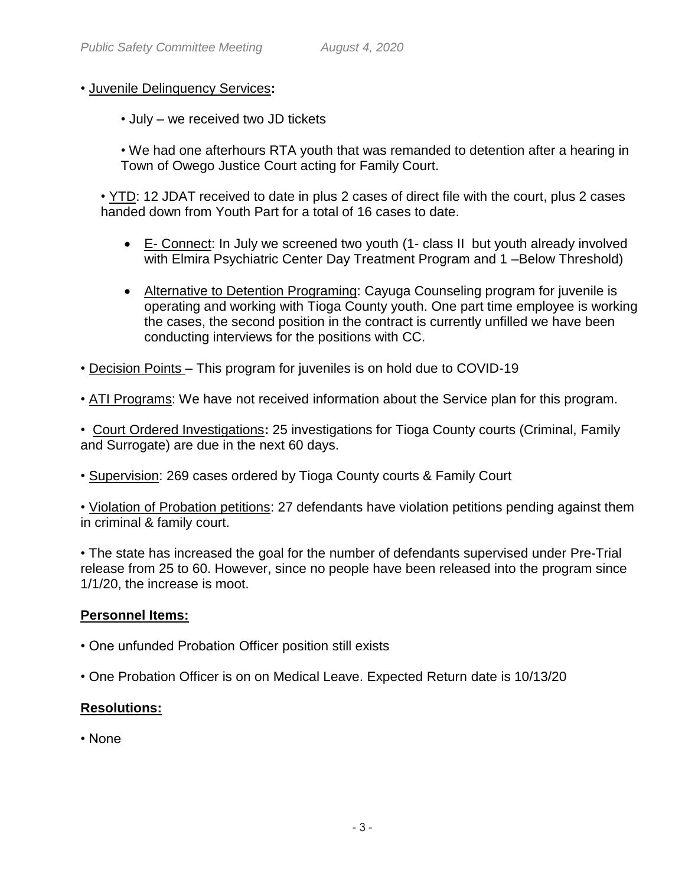- Juvenile Delinquency Services**:**

    - July – we received two JD tickets

    - We had one afterhours RTA youth that was remanded to detention after a hearing in Town of Owego Justice Court acting for Family Court.

    - YTD: 12 JDAT received to date in plus 2 cases of direct file with the court, plus 2 cases handed down from Youth Part for a total of 16 cases to date.

    - E- Connect: In July we screened two youth (1- class II but youth already involved with Elmira Psychiatric Center Day Treatment Program and 1 –Below Threshold)

    - Alternative to Detention Programing: Cayuga Counseling program for juvenile is operating and working with Tioga County youth. One part time employee is working the cases, the second position in the contract is currently unfilled we have been conducting interviews for the positions with CC.

- Decision Points – This program for juveniles is on hold due to COVID-19

- ATI Programs: We have not received information about the Service plan for this program.

- Court Ordered Investigations**:** 25 investigations for Tioga County courts (Criminal, Family and Surrogate) are due in the next 60 days.

- Supervision: 269 cases ordered by Tioga County courts & Family Court

- Violation of Probation petitions: 27 defendants have violation petitions pending against them in criminal & family court.

- The state has increased the goal for the number of defendants supervised under Pre-Trial release from 25 to 60. However, since no people have been released into the program since 1/1/20, the increase is moot.

**Personnel Items:**

- One unfunded Probation Officer position still exists

- One Probation Officer is on on Medical Leave. Expected Return date is 10/13/20

**Resolutions:**

- None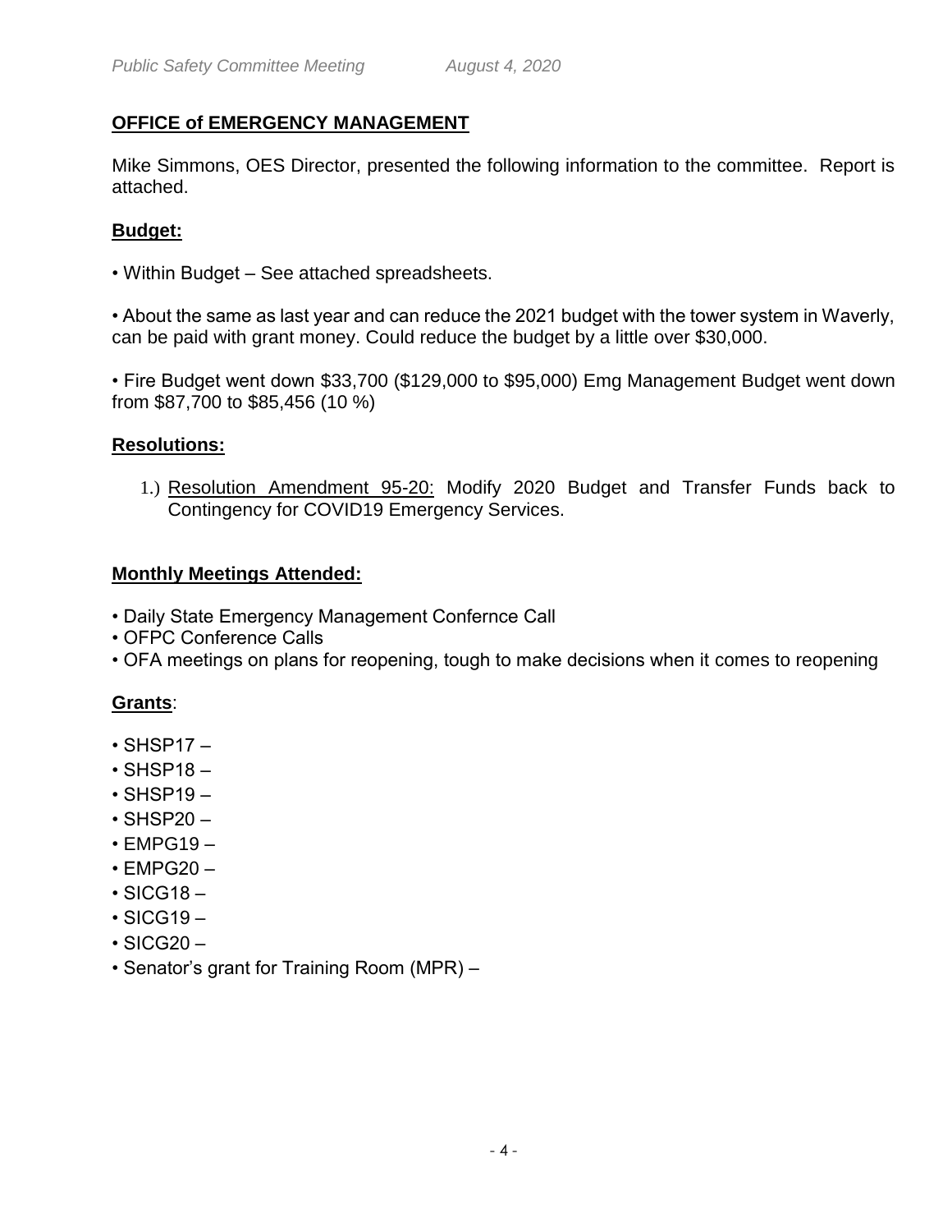## OFFICE of EMERGENCY MANAGEMENT

Mike Simmons, OES Director, presented the following information to the committee. Report is attached.

### Budget:

• Within Budget – See attached spreadsheets.

• About the same as last year and can reduce the 2021 budget with the tower system in Waverly, can be paid with grant money. Could reduce the budget by a little over $30,000.

• Fire Budget went down $33,700 ($129,000 to $95,000) Emg Management Budget went down from $87,700 to $85,456 (10 %)

### Resolutions:

1.) Resolution Amendment 95-20: Modify 2020 Budget and Transfer Funds back to Contingency for COVID19 Emergency Services.

### Monthly Meetings Attended:

- Daily State Emergency Management Confernce Call
- OFPC Conference Calls
- OFA meetings on plans for reopening, tough to make decisions when it comes to reopening

### Grants:

- SHSP17 –
- SHSP18 –
- SHSP19 –
- SHSP20 –
- EMPG19 –
- EMPG20 –
- SICG18 –
- SICG19 –
- SICG20 –
- Senator's grant for Training Room (MPR) –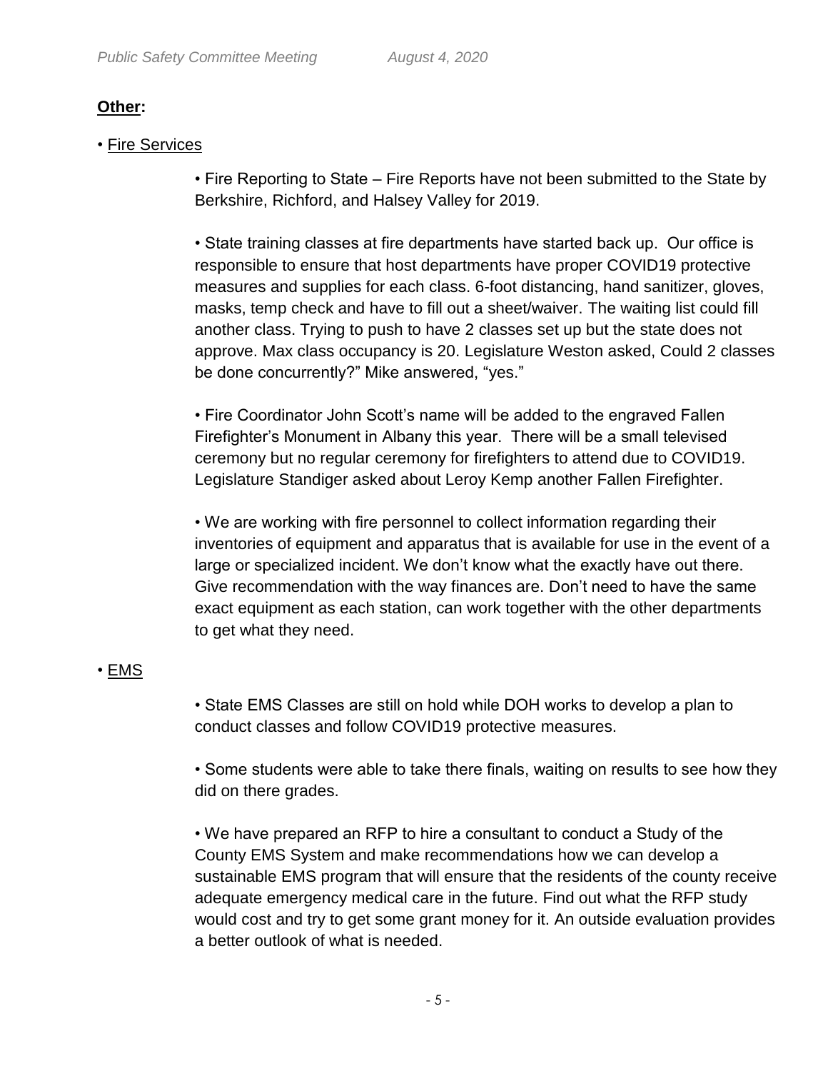**Other:**

- Fire Services

  - Fire Reporting to State – Fire Reports have not been submitted to the State by Berkshire, Richford, and Halsey Valley for 2019.

  - State training classes at fire departments have started back up. Our office is responsible to ensure that host departments have proper COVID19 protective measures and supplies for each class. 6-foot distancing, hand sanitizer, gloves, masks, temp check and have to fill out a sheet/waiver. The waiting list could fill another class. Trying to push to have 2 classes set up but the state does not approve. Max class occupancy is 20. Legislature Weston asked, Could 2 classes be done concurrently?" Mike answered, "yes."

  - Fire Coordinator John Scott's name will be added to the engraved Fallen Firefighter's Monument in Albany this year. There will be a small televised ceremony but no regular ceremony for firefighters to attend due to COVID19. Legislature Standiger asked about Leroy Kemp another Fallen Firefighter.

  - We are working with fire personnel to collect information regarding their inventories of equipment and apparatus that is available for use in the event of a large or specialized incident. We don't know what the exactly have out there. Give recommendation with the way finances are. Don't need to have the same exact equipment as each station, can work together with the other departments to get what they need.

- EMS

  - State EMS Classes are still on hold while DOH works to develop a plan to conduct classes and follow COVID19 protective measures.

  - Some students were able to take there finals, waiting on results to see how they did on there grades.

  - We have prepared an RFP to hire a consultant to conduct a Study of the County EMS System and make recommendations how we can develop a sustainable EMS program that will ensure that the residents of the county receive adequate emergency medical care in the future. Find out what the RFP study would cost and try to get some grant money for it. An outside evaluation provides a better outlook of what is needed.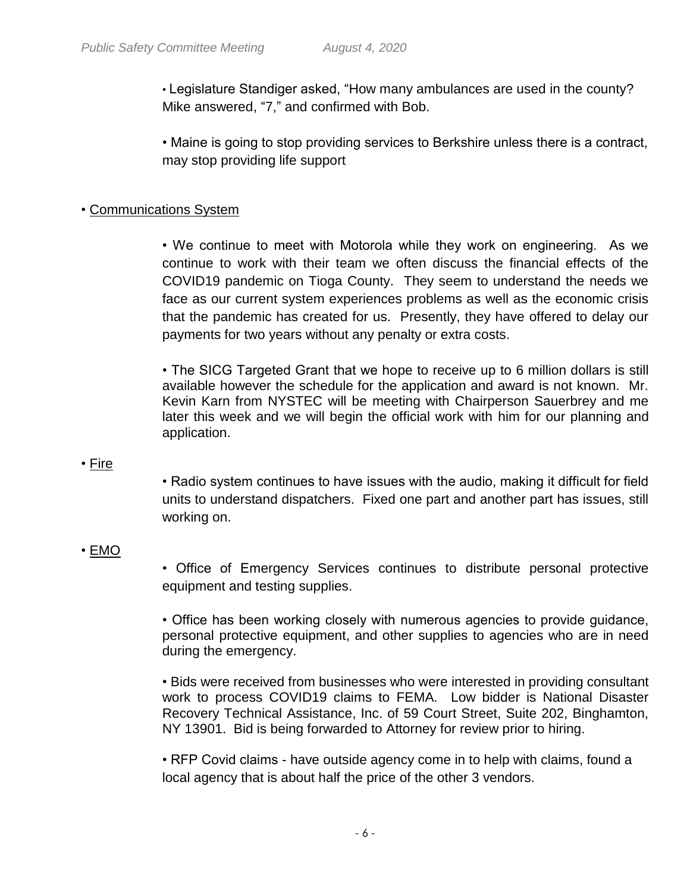• Legislature Standiger asked, "How many ambulances are used in the county? Mike answered, "7," and confirmed with Bob.

• Maine is going to stop providing services to Berkshire unless there is a contract, may stop providing life support

• Communications System

• We continue to meet with Motorola while they work on engineering. As we continue to work with their team we often discuss the financial effects of the COVID19 pandemic on Tioga County. They seem to understand the needs we face as our current system experiences problems as well as the economic crisis that the pandemic has created for us. Presently, they have offered to delay our payments for two years without any penalty or extra costs.

• The SICG Targeted Grant that we hope to receive up to 6 million dollars is still available however the schedule for the application and award is not known. Mr. Kevin Karn from NYSTEC will be meeting with Chairperson Sauerbrey and me later this week and we will begin the official work with him for our planning and application.

• Fire

• Radio system continues to have issues with the audio, making it difficult for field units to understand dispatchers. Fixed one part and another part has issues, still working on.

• EMO

• Office of Emergency Services continues to distribute personal protective equipment and testing supplies.

• Office has been working closely with numerous agencies to provide guidance, personal protective equipment, and other supplies to agencies who are in need during the emergency.

• Bids were received from businesses who were interested in providing consultant work to process COVID19 claims to FEMA. Low bidder is National Disaster Recovery Technical Assistance, Inc. of 59 Court Street, Suite 202, Binghamton, NY 13901. Bid is being forwarded to Attorney for review prior to hiring.

• RFP Covid claims - have outside agency come in to help with claims, found a local agency that is about half the price of the other 3 vendors.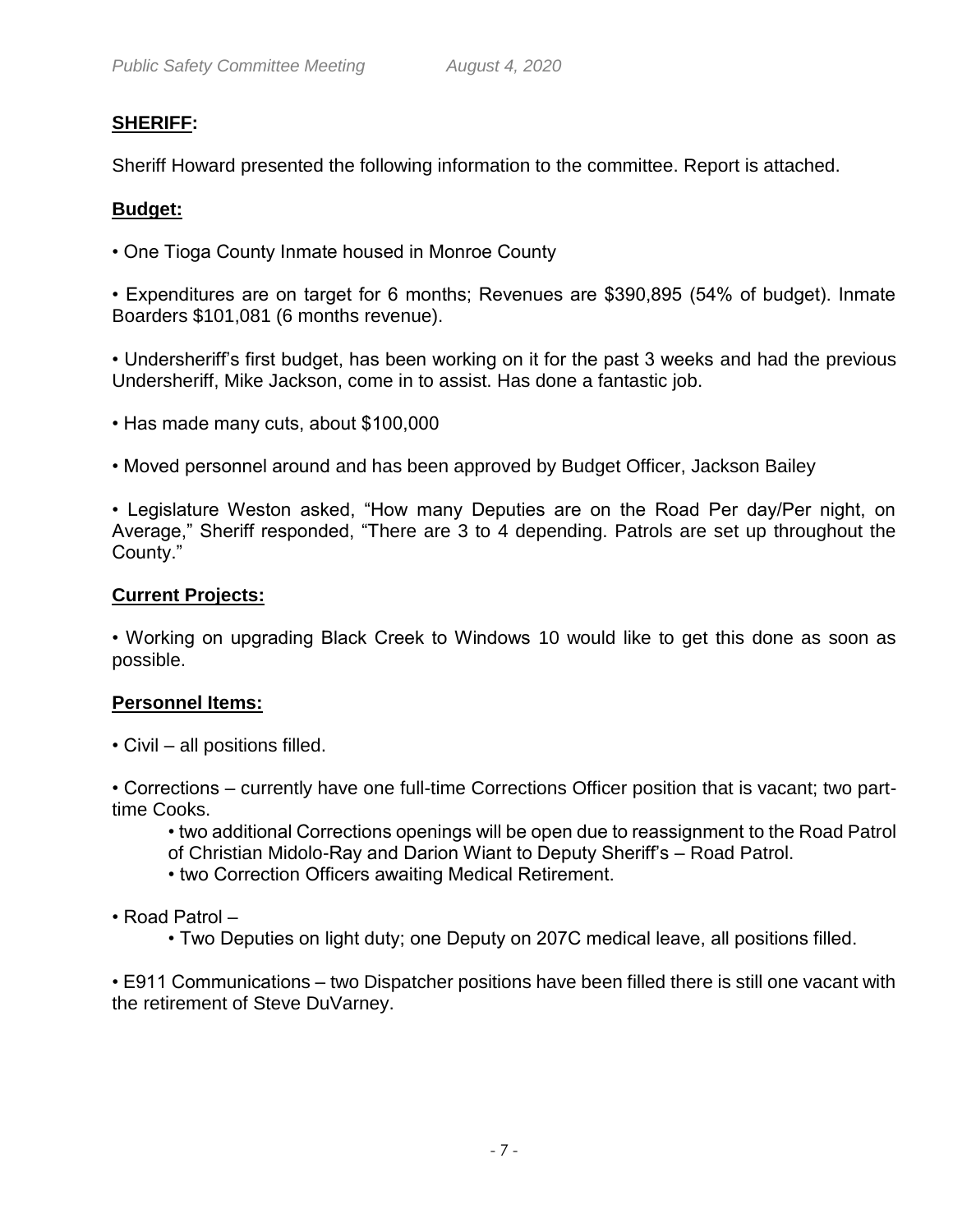## SHERIFF:

Sheriff Howard presented the following information to the committee. Report is attached.

### Budget:

- One Tioga County Inmate housed in Monroe County
- Expenditures are on target for 6 months; Revenues are $390,895 (54% of budget). Inmate Boarders $101,081 (6 months revenue).
- Undersheriff's first budget, has been working on it for the past 3 weeks and had the previous Undersheriff, Mike Jackson, come in to assist. Has done a fantastic job.
- Has made many cuts, about $100,000
- Moved personnel around and has been approved by Budget Officer, Jackson Bailey
- Legislature Weston asked, "How many Deputies are on the Road Per day/Per night, on Average," Sheriff responded, "There are 3 to 4 depending. Patrols are set up throughout the County."

### Current Projects:

- Working on upgrading Black Creek to Windows 10 would like to get this done as soon as possible.

### Personnel Items:

- Civil – all positions filled.
- Corrections – currently have one full-time Corrections Officer position that is vacant; two part-time Cooks.
    - two additional Corrections openings will be open due to reassignment to the Road Patrol of Christian Midolo-Ray and Darion Wiant to Deputy Sheriff's – Road Patrol.
    - two Correction Officers awaiting Medical Retirement.
- Road Patrol –
    - Two Deputies on light duty; one Deputy on 207C medical leave, all positions filled.
- E911 Communications – two Dispatcher positions have been filled there is still one vacant with the retirement of Steve DuVarney.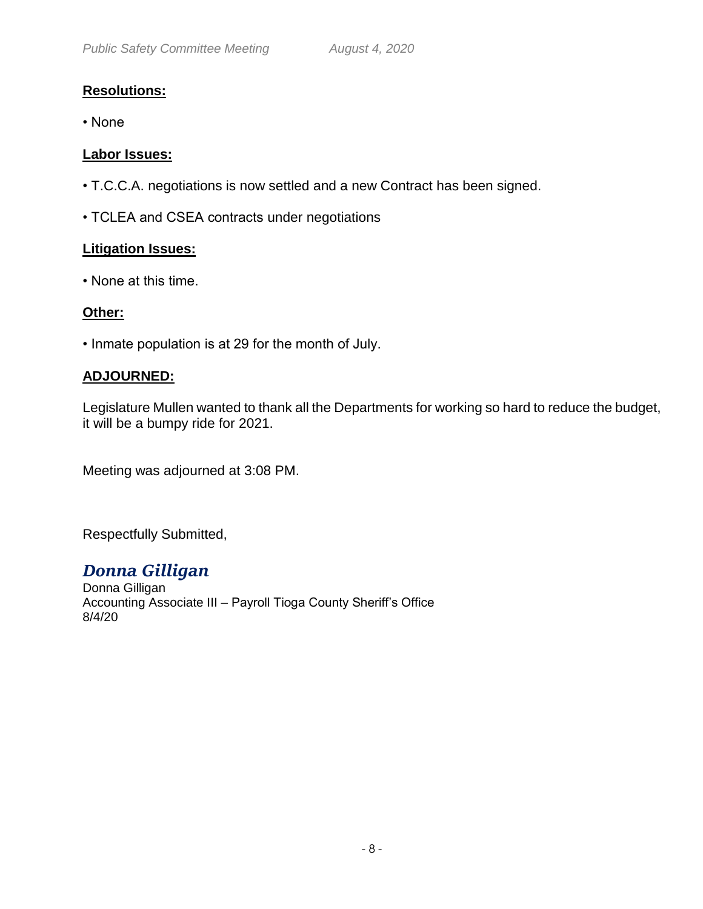**Resolutions:**

- None

**Labor Issues:**

- T.C.C.A. negotiations is now settled and a new Contract has been signed.
- TCLEA and CSEA contracts under negotiations

**Litigation Issues:**

- None at this time.

**Other:**

- Inmate population is at 29 for the month of July.

**ADJOURNED:**

Legislature Mullen wanted to thank all the Departments for working so hard to reduce the budget, it will be a bumpy ride for 2021.

Meeting was adjourned at 3:08 PM.

Respectfully Submitted,

*Donna Gilligan*
Donna Gilligan
Accounting Associate III – Payroll Tioga County Sheriff's Office
8/4/20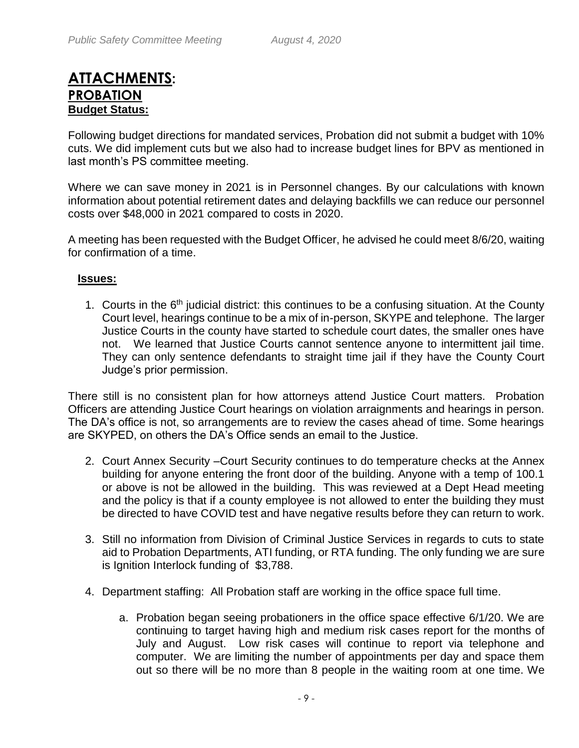# ATTACHMENTS:

## PROBATION

### Budget Status:

Following budget directions for mandated services, Probation did not submit a budget with 10% cuts. We did implement cuts but we also had to increase budget lines for BPV as mentioned in last month's PS committee meeting.

Where we can save money in 2021 is in Personnel changes. By our calculations with known information about potential retirement dates and delaying backfills we can reduce our personnel costs over $48,000 in 2021 compared to costs in 2020.

A meeting has been requested with the Budget Officer, he advised he could meet 8/6/20, waiting for confirmation of a time.

### Issues:

1. Courts in the 6th judicial district: this continues to be a confusing situation. At the County Court level, hearings continue to be a mix of in-person, SKYPE and telephone. The larger Justice Courts in the county have started to schedule court dates, the smaller ones have not. We learned that Justice Courts cannot sentence anyone to intermittent jail time. They can only sentence defendants to straight time jail if they have the County Court Judge's prior permission.

There still is no consistent plan for how attorneys attend Justice Court matters. Probation Officers are attending Justice Court hearings on violation arraignments and hearings in person. The DA's office is not, so arrangements are to review the cases ahead of time. Some hearings are SKYPED, on others the DA's Office sends an email to the Justice.

2. Court Annex Security –Court Security continues to do temperature checks at the Annex building for anyone entering the front door of the building. Anyone with a temp of 100.1 or above is not be allowed in the building. This was reviewed at a Dept Head meeting and the policy is that if a county employee is not allowed to enter the building they must be directed to have COVID test and have negative results before they can return to work.

3. Still no information from Division of Criminal Justice Services in regards to cuts to state aid to Probation Departments, ATI funding, or RTA funding. The only funding we are sure is Ignition Interlock funding of $3,788.

4. Department staffing: All Probation staff are working in the office space full time.

   a. Probation began seeing probationers in the office space effective 6/1/20. We are continuing to target having high and medium risk cases report for the months of July and August. Low risk cases will continue to report via telephone and computer. We are limiting the number of appointments per day and space them out so there will be no more than 8 people in the waiting room at one time. We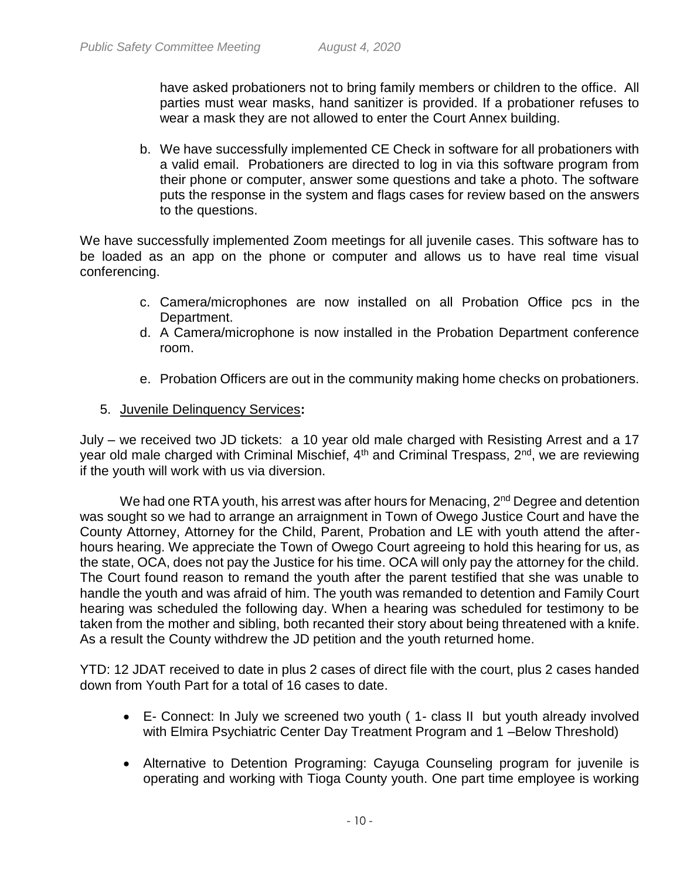have asked probationers not to bring family members or children to the office. All parties must wear masks, hand sanitizer is provided. If a probationer refuses to wear a mask they are not allowed to enter the Court Annex building.

b. We have successfully implemented CE Check in software for all probationers with a valid email. Probationers are directed to log in via this software program from their phone or computer, answer some questions and take a photo. The software puts the response in the system and flags cases for review based on the answers to the questions.

We have successfully implemented Zoom meetings for all juvenile cases. This software has to be loaded as an app on the phone or computer and allows us to have real time visual conferencing.

c. Camera/microphones are now installed on all Probation Office pcs in the Department.
d. A Camera/microphone is now installed in the Probation Department conference room.
e. Probation Officers are out in the community making home checks on probationers.

5. Juvenile Delinquency Services**:**

July – we received two JD tickets: a 10 year old male charged with Resisting Arrest and a 17 year old male charged with Criminal Mischief, 4th and Criminal Trespass, 2nd, we are reviewing if the youth will work with us via diversion.

We had one RTA youth, his arrest was after hours for Menacing, 2nd Degree and detention was sought so we had to arrange an arraignment in Town of Owego Justice Court and have the County Attorney, Attorney for the Child, Parent, Probation and LE with youth attend the after-hours hearing. We appreciate the Town of Owego Court agreeing to hold this hearing for us, as the state, OCA, does not pay the Justice for his time. OCA will only pay the attorney for the child. The Court found reason to remand the youth after the parent testified that she was unable to handle the youth and was afraid of him. The youth was remanded to detention and Family Court hearing was scheduled the following day. When a hearing was scheduled for testimony to be taken from the mother and sibling, both recanted their story about being threatened with a knife. As a result the County withdrew the JD petition and the youth returned home.

YTD: 12 JDAT received to date in plus 2 cases of direct file with the court, plus 2 cases handed down from Youth Part for a total of 16 cases to date.

- E- Connect: In July we screened two youth ( 1- class II but youth already involved with Elmira Psychiatric Center Day Treatment Program and 1 –Below Threshold)
- Alternative to Detention Programing: Cayuga Counseling program for juvenile is operating and working with Tioga County youth. One part time employee is working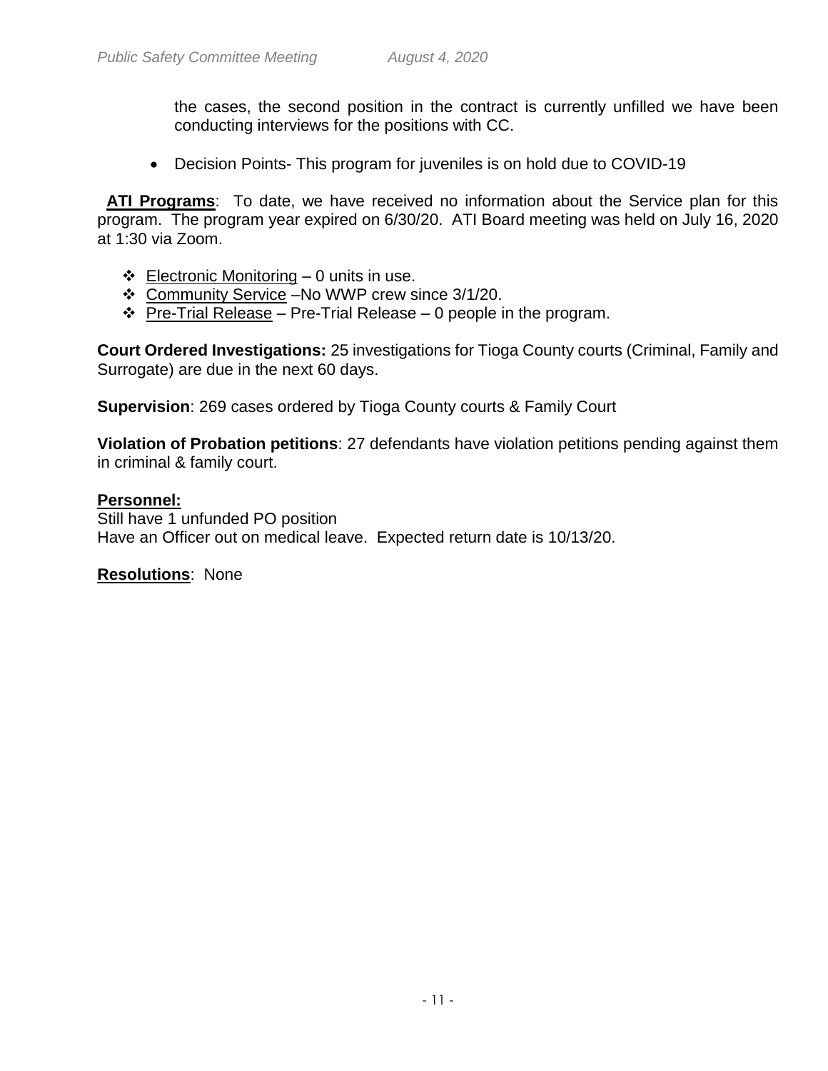the cases, the second position in the contract is currently unfilled we have been conducting interviews for the positions with CC.

- Decision Points- This program for juveniles is on hold due to COVID-19

**ATI Programs**: To date, we have received no information about the Service plan for this program. The program year expired on 6/30/20. ATI Board meeting was held on July 16, 2020 at 1:30 via Zoom.

- Electronic Monitoring – 0 units in use.
- Community Service –No WWP crew since 3/1/20.
- Pre-Trial Release – Pre-Trial Release – 0 people in the program.

**Court Ordered Investigations:** 25 investigations for Tioga County courts (Criminal, Family and Surrogate) are due in the next 60 days.

**Supervision**: 269 cases ordered by Tioga County courts & Family Court

**Violation of Probation petitions**: 27 defendants have violation petitions pending against them in criminal & family court.

**Personnel:**
Still have 1 unfunded PO position
Have an Officer out on medical leave. Expected return date is 10/13/20.

**Resolutions**: None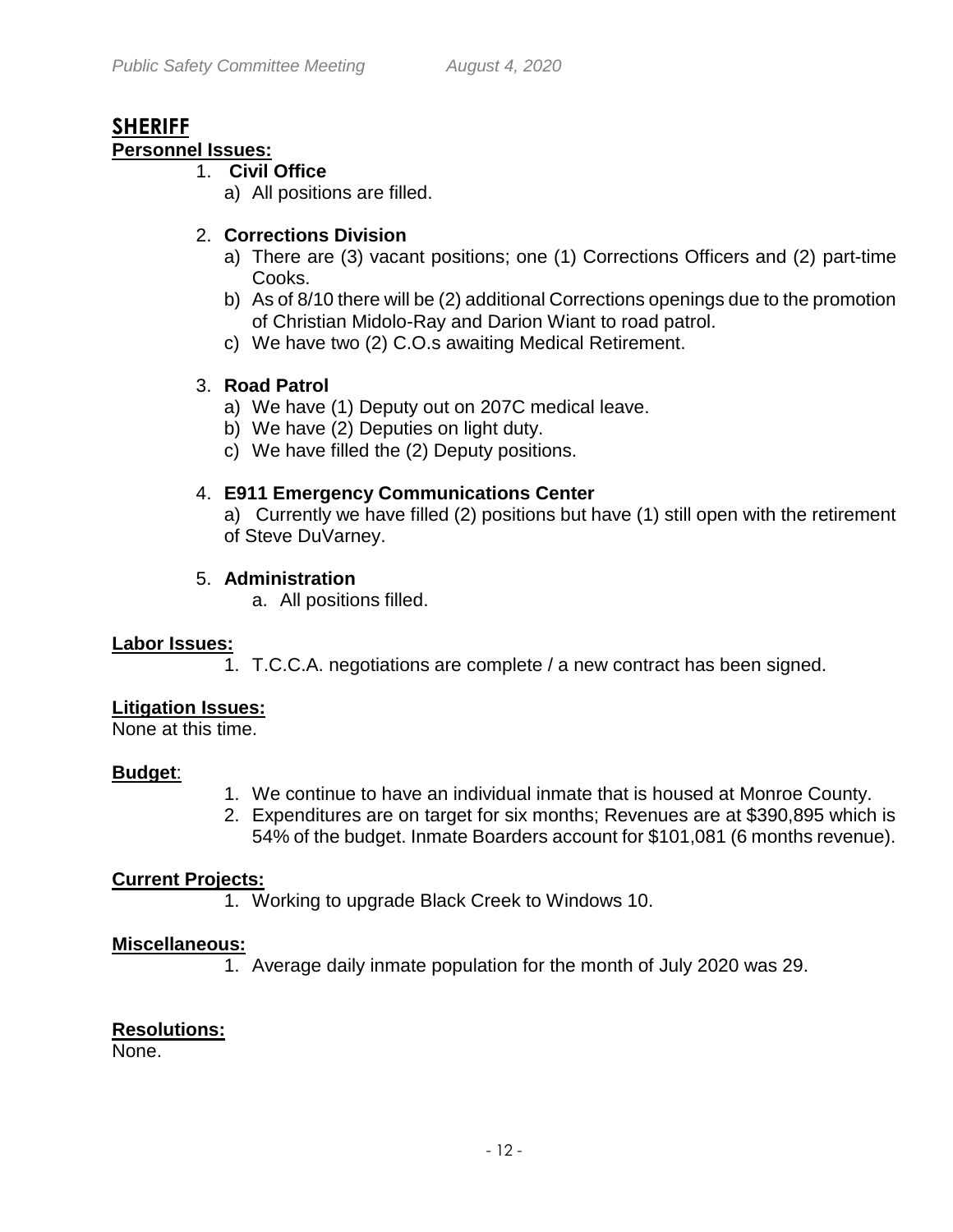## SHERIFF

**Personnel Issues:**

1. **Civil Office**
   a) All positions are filled.

2. **Corrections Division**
   a) There are (3) vacant positions; one (1) Corrections Officers and (2) part-time Cooks.
   b) As of 8/10 there will be (2) additional Corrections openings due to the promotion of Christian Midolo-Ray and Darion Wiant to road patrol.
   c) We have two (2) C.O.s awaiting Medical Retirement.

3. **Road Patrol**
   a) We have (1) Deputy out on 207C medical leave.
   b) We have (2) Deputies on light duty.
   c) We have filled the (2) Deputy positions.

4. **E911 Emergency Communications Center**
   a) Currently we have filled (2) positions but have (1) still open with the retirement of Steve DuVarney.

5. **Administration**
   a. All positions filled.

**Labor Issues:**

1. T.C.C.A. negotiations are complete / a new contract has been signed.

**Litigation Issues:**

None at this time.

**Budget**:

1. We continue to have an individual inmate that is housed at Monroe County.
2. Expenditures are on target for six months; Revenues are at $390,895 which is 54% of the budget. Inmate Boarders account for $101,081 (6 months revenue).

**Current Projects:**

1. Working to upgrade Black Creek to Windows 10.

**Miscellaneous:**

1. Average daily inmate population for the month of July 2020 was 29.

**Resolutions:**

None.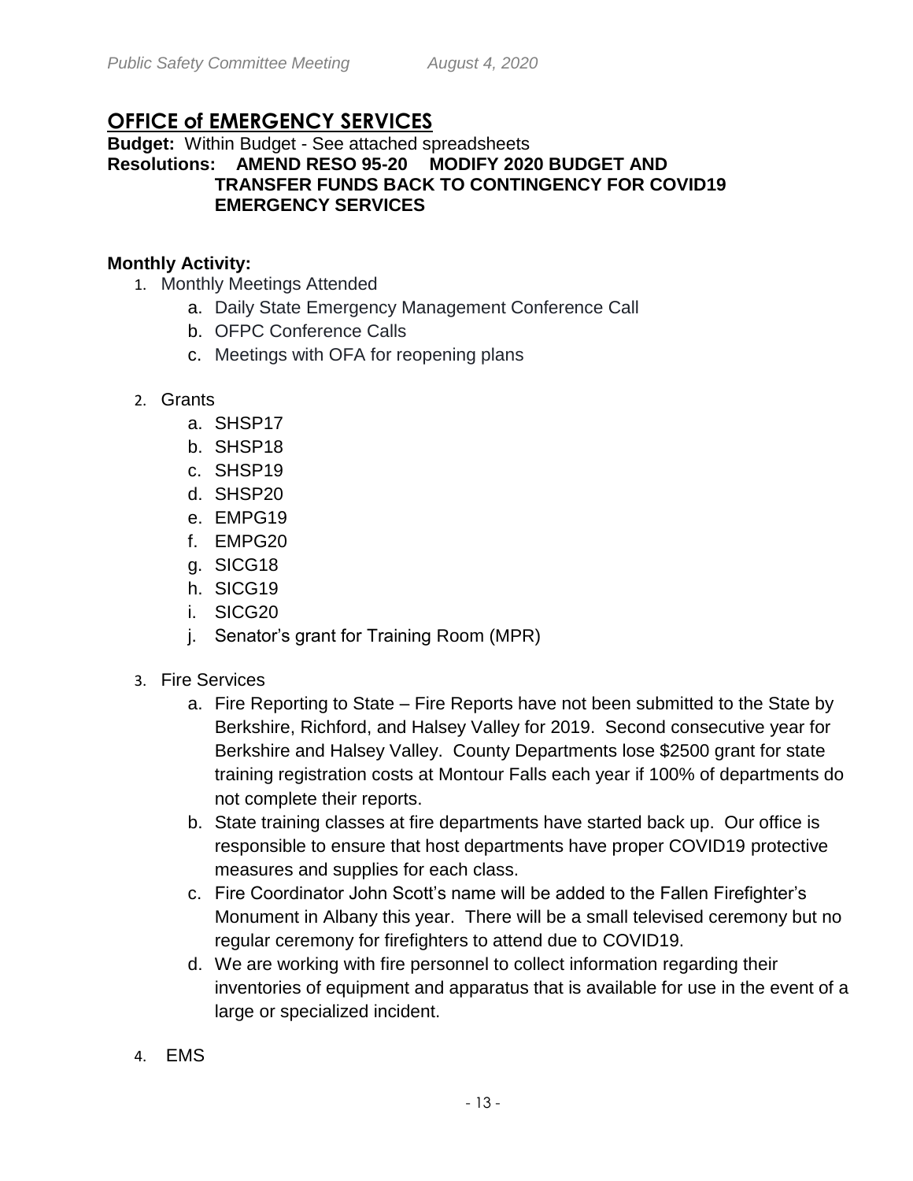## OFFICE of EMERGENCY SERVICES

**Budget:** Within Budget - See attached spreadsheets

**Resolutions: AMEND RESO 95-20 MODIFY 2020 BUDGET AND TRANSFER FUNDS BACK TO CONTINGENCY FOR COVID19 EMERGENCY SERVICES**

**Monthly Activity:**

1. Monthly Meetings Attended
   a. Daily State Emergency Management Conference Call
   b. OFPC Conference Calls
   c. Meetings with OFA for reopening plans
2. Grants
   a. SHSP17
   b. SHSP18
   c. SHSP19
   d. SHSP20
   e. EMPG19
   f. EMPG20
   g. SICG18
   h. SICG19
   i. SICG20
   j. Senator's grant for Training Room (MPR)
3. Fire Services
   a. Fire Reporting to State – Fire Reports have not been submitted to the State by Berkshire, Richford, and Halsey Valley for 2019. Second consecutive year for Berkshire and Halsey Valley. County Departments lose $2500 grant for state training registration costs at Montour Falls each year if 100% of departments do not complete their reports.
   b. State training classes at fire departments have started back up. Our office is responsible to ensure that host departments have proper COVID19 protective measures and supplies for each class.
   c. Fire Coordinator John Scott's name will be added to the Fallen Firefighter's Monument in Albany this year. There will be a small televised ceremony but no regular ceremony for firefighters to attend due to COVID19.
   d. We are working with fire personnel to collect information regarding their inventories of equipment and apparatus that is available for use in the event of a large or specialized incident.
4. EMS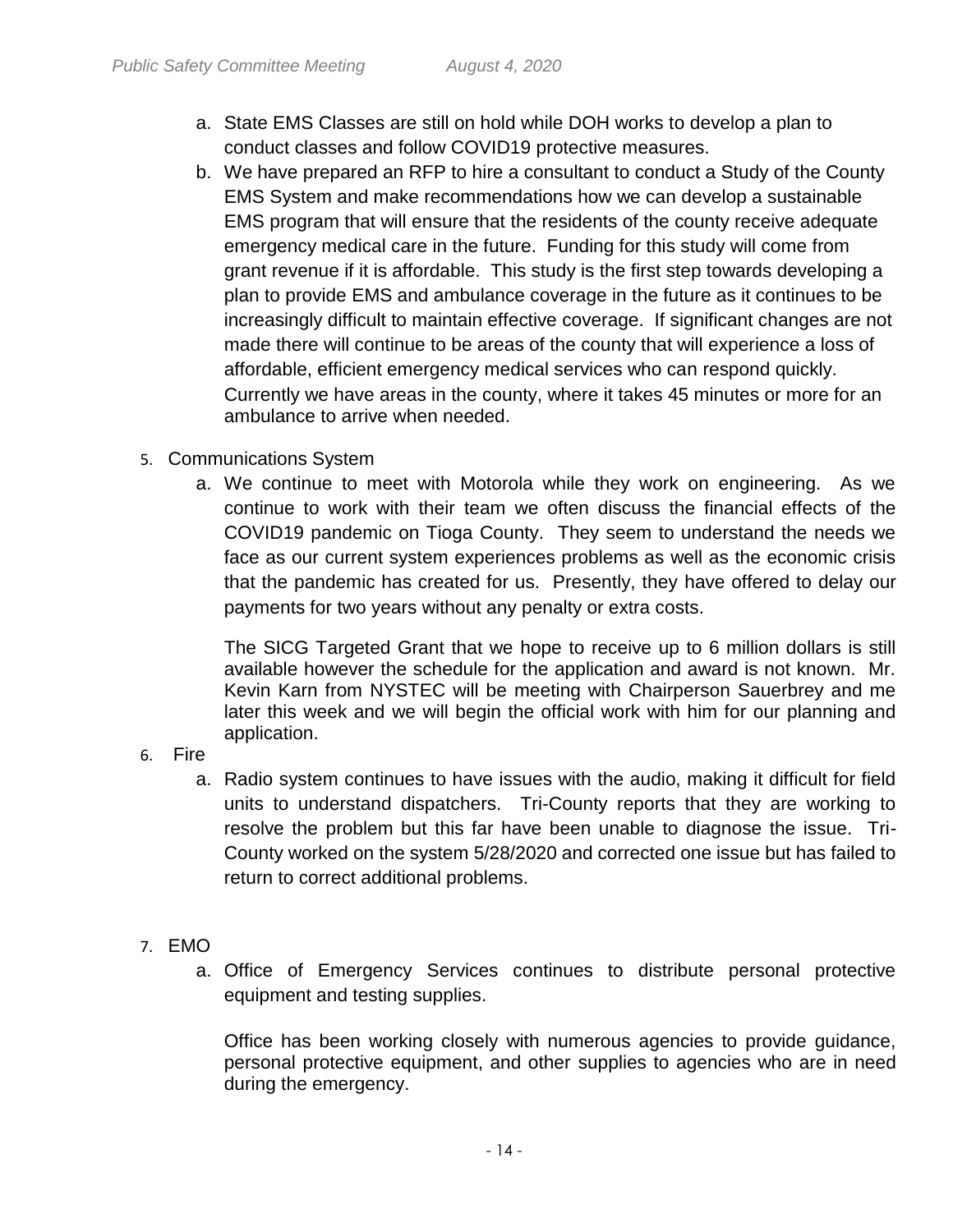a. State EMS Classes are still on hold while DOH works to develop a plan to conduct classes and follow COVID19 protective measures.
b. We have prepared an RFP to hire a consultant to conduct a Study of the County EMS System and make recommendations how we can develop a sustainable EMS program that will ensure that the residents of the county receive adequate emergency medical care in the future. Funding for this study will come from grant revenue if it is affordable. This study is the first step towards developing a plan to provide EMS and ambulance coverage in the future as it continues to be increasingly difficult to maintain effective coverage. If significant changes are not made there will continue to be areas of the county that will experience a loss of affordable, efficient emergency medical services who can respond quickly. Currently we have areas in the county, where it takes 45 minutes or more for an ambulance to arrive when needed.

5. Communications System
   a. We continue to meet with Motorola while they work on engineering. As we continue to work with their team we often discuss the financial effects of the COVID19 pandemic on Tioga County. They seem to understand the needs we face as our current system experiences problems as well as the economic crisis that the pandemic has created for us. Presently, they have offered to delay our payments for two years without any penalty or extra costs.

      The SICG Targeted Grant that we hope to receive up to 6 million dollars is still available however the schedule for the application and award is not known. Mr. Kevin Karn from NYSTEC will be meeting with Chairperson Sauerbrey and me later this week and we will begin the official work with him for our planning and application.
6. Fire
   a. Radio system continues to have issues with the audio, making it difficult for field units to understand dispatchers. Tri-County reports that they are working to resolve the problem but this far have been unable to diagnose the issue. Tri-County worked on the system 5/28/2020 and corrected one issue but has failed to return to correct additional problems.

7. EMO
   a. Office of Emergency Services continues to distribute personal protective equipment and testing supplies.

      Office has been working closely with numerous agencies to provide guidance, personal protective equipment, and other supplies to agencies who are in need during the emergency.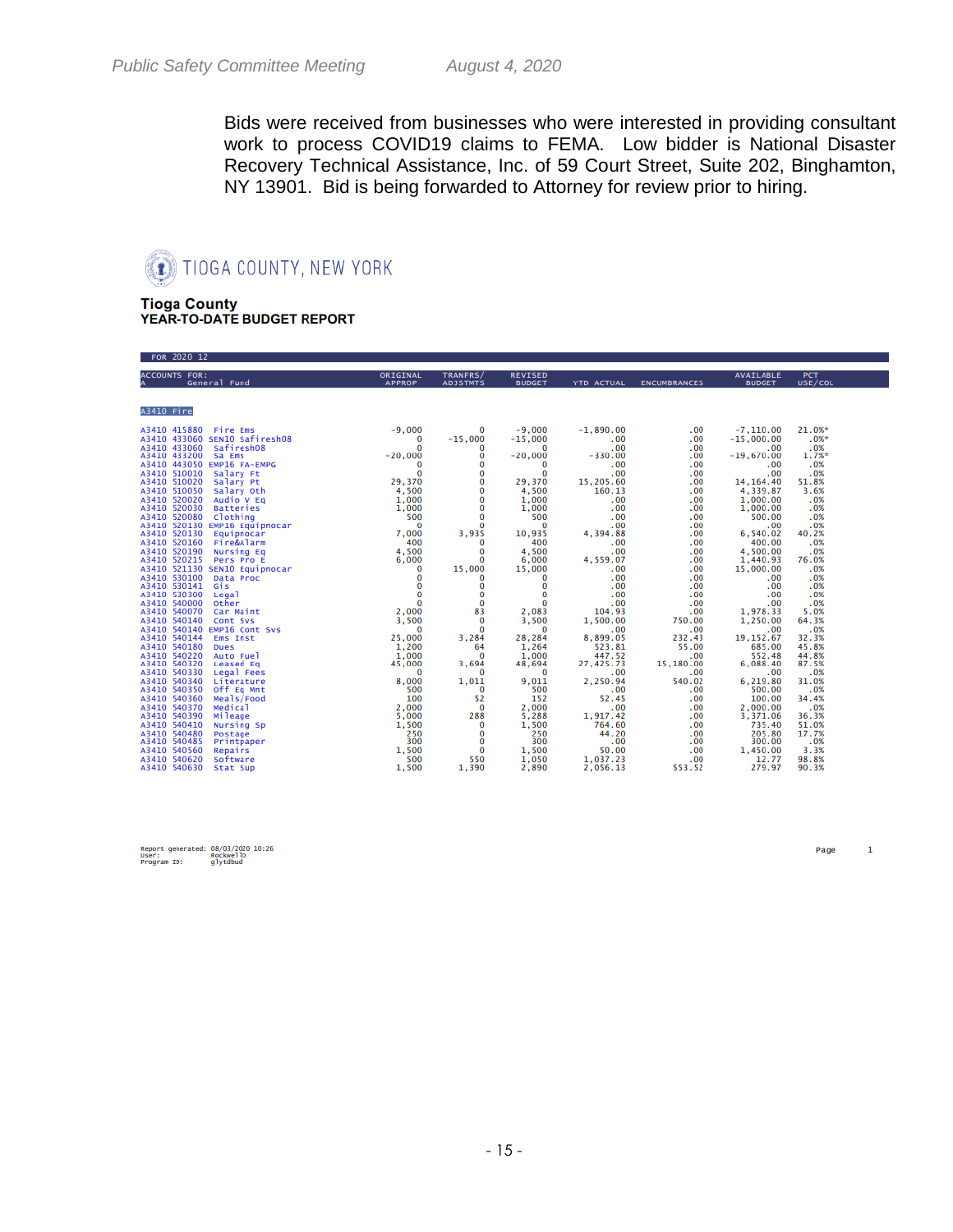Bids were received from businesses who were interested in providing consultant work to process COVID19 claims to FEMA. Low bidder is National Disaster Recovery Technical Assistance, Inc. of 59 Court Street, Suite 202, Binghamton, NY 13901. Bid is being forwarded to Attorney for review prior to hiring.

TIOGA COUNTY, NEW YORK

**Tioga County**
**YEAR-TO-DATE BUDGET REPORT**

FOR 2020 12

| ACCOUNTS FOR: A General Fund | ORIGINAL APPROP | TRANFRS/ ADJSTMTS | REVISED BUDGET | YTD ACTUAL | ENCUMBRANCES | AVAILABLE BUDGET | PCT USE/COL |
|---|---|---|---|---|---|---|---|
| **A3410 Fire** | | | | | | | |
| A3410 415880 Fire Ems | -9,000 | 0 | -9,000 | -1,890.00 | .00 | -7,110.00 | 21.0%* |
| A3410 433060 SEN10 Safiresh08 | 0 | -15,000 | -15,000 | .00 | .00 | -15,000.00 | .0%* |
| A3410 433060 Safiresh08 | 0 | 0 | 0 | .00 | .00 | .00 | .0% |
| A3410 433200 Sa Ems | -20,000 | 0 | -20,000 | -330.00 | .00 | -19,670.00 | 1.7%* |
| A3410 443050 EMP16 FA-EMPG | 0 | 0 | 0 | .00 | .00 | .00 | .0% |
| A3410 510010 Salary Ft | 0 | 0 | 0 | .00 | .00 | .00 | .0% |
| A3410 510020 Salary Pt | 29,370 | 0 | 29,370 | 15,205.60 | .00 | 14,164.40 | 51.8% |
| A3410 510050 Salary Oth | 4,500 | 0 | 4,500 | 160.13 | .00 | 4,339.87 | 3.6% |
| A3410 520020 Audio V Eq | 1,000 | 0 | 1,000 | .00 | .00 | 1,000.00 | .0% |
| A3410 520030 Batteries | 1,000 | 0 | 1,000 | .00 | .00 | 1,000.00 | .0% |
| A3410 520080 Clothing | 500 | 0 | 500 | .00 | .00 | 500.00 | .0% |
| A3410 520130 EMP16 Equipnocar | 0 | 0 | 0 | .00 | .00 | .00 | .0% |
| A3410 520130 Equipnocar | 7,000 | 3,935 | 10,935 | 4,394.88 | .00 | 6,540.02 | 40.2% |
| A3410 520160 Fire&Alarm | 400 | 0 | 400 | .00 | .00 | 400.00 | .0% |
| A3410 520190 Nursing Eq | 4,500 | 0 | 4,500 | .00 | .00 | 4,500.00 | .0% |
| A3410 520215 Pers Pro E | 6,000 | 0 | 6,000 | 4,559.07 | .00 | 1,440.93 | 76.0% |
| A3410 521130 SEN10 Equipnocar | 0 | 15,000 | 15,000 | .00 | .00 | 15,000.00 | .0% |
| A3410 530100 Data Proc | 0 | 0 | 0 | .00 | .00 | .00 | .0% |
| A3410 530141 Gis | 0 | 0 | 0 | .00 | .00 | .00 | .0% |
| A3410 530300 Legal | 0 | 0 | 0 | .00 | .00 | .00 | .0% |
| A3410 540000 Other | 0 | 0 | 0 | .00 | .00 | .00 | .0% |
| A3410 540070 Car Maint | 2,000 | 83 | 2,083 | 104.93 | .00 | 1,978.33 | 5.0% |
| A3410 540140 Cont Svs | 3,500 | 0 | 3,500 | 1,500.00 | 750.00 | 1,250.00 | 64.3% |
| A3410 540140 EMP16 Cont Svs | 0 | 0 | 0 | .00 | .00 | .00 | .0% |
| A3410 540144 Ems Inst | 25,000 | 3,284 | 28,284 | 8,899.05 | 232.43 | 19,152.67 | 32.3% |
| A3410 540180 Dues | 1,200 | 64 | 1,264 | 523.81 | 55.00 | 685.00 | 45.8% |
| A3410 540220 Auto Fuel | 1,000 | 0 | 1,000 | 447.52 | .00 | 552.48 | 44.8% |
| A3410 540320 Leased Eq | 45,000 | 3,694 | 48,694 | 27,425.73 | 15,180.00 | 6,088.40 | 87.5% |
| A3410 540330 Legal Fees | 0 | 0 | 0 | .00 | .00 | .00 | .0% |
| A3410 540340 Literature | 8,000 | 1,011 | 9,011 | 2,250.94 | 540.02 | 6,219.80 | 31.0% |
| A3410 540350 Off Eq Mnt | 500 | 0 | 500 | .00 | .00 | 500.00 | .0% |
| A3410 540360 Meals/Food | 100 | 52 | 152 | 52.45 | .00 | 100.00 | 34.4% |
| A3410 540370 Medical | 2,000 | 0 | 2,000 | .00 | .00 | 2,000.00 | .0% |
| A3410 540390 Mileage | 5,000 | 288 | 5,288 | 1,917.42 | .00 | 3,371.06 | 36.3% |
| A3410 540410 Nursing Sp | 1,500 | 0 | 1,500 | 764.60 | .00 | 735.40 | 51.0% |
| A3410 540480 Postage | 250 | 0 | 250 | 44.20 | .00 | 205.80 | 17.7% |
| A3410 540485 Printpaper | 300 | 0 | 300 | .00 | .00 | 300.00 | .0% |
| A3410 540560 Repairs | 1,500 | 0 | 1,500 | 50.00 | .00 | 1,450.00 | 3.3% |
| A3410 540620 Software | 500 | 550 | 1,050 | 1,037.23 | .00 | 12.77 | 98.8% |
| A3410 540630 Stat Sup | 1,500 | 1,390 | 2,890 | 2,056.13 | 553.52 | 279.97 | 90.3% |

Report generated: 08/03/2020 10:26
User: RockwellD
Program ID: glytdbud

Page 1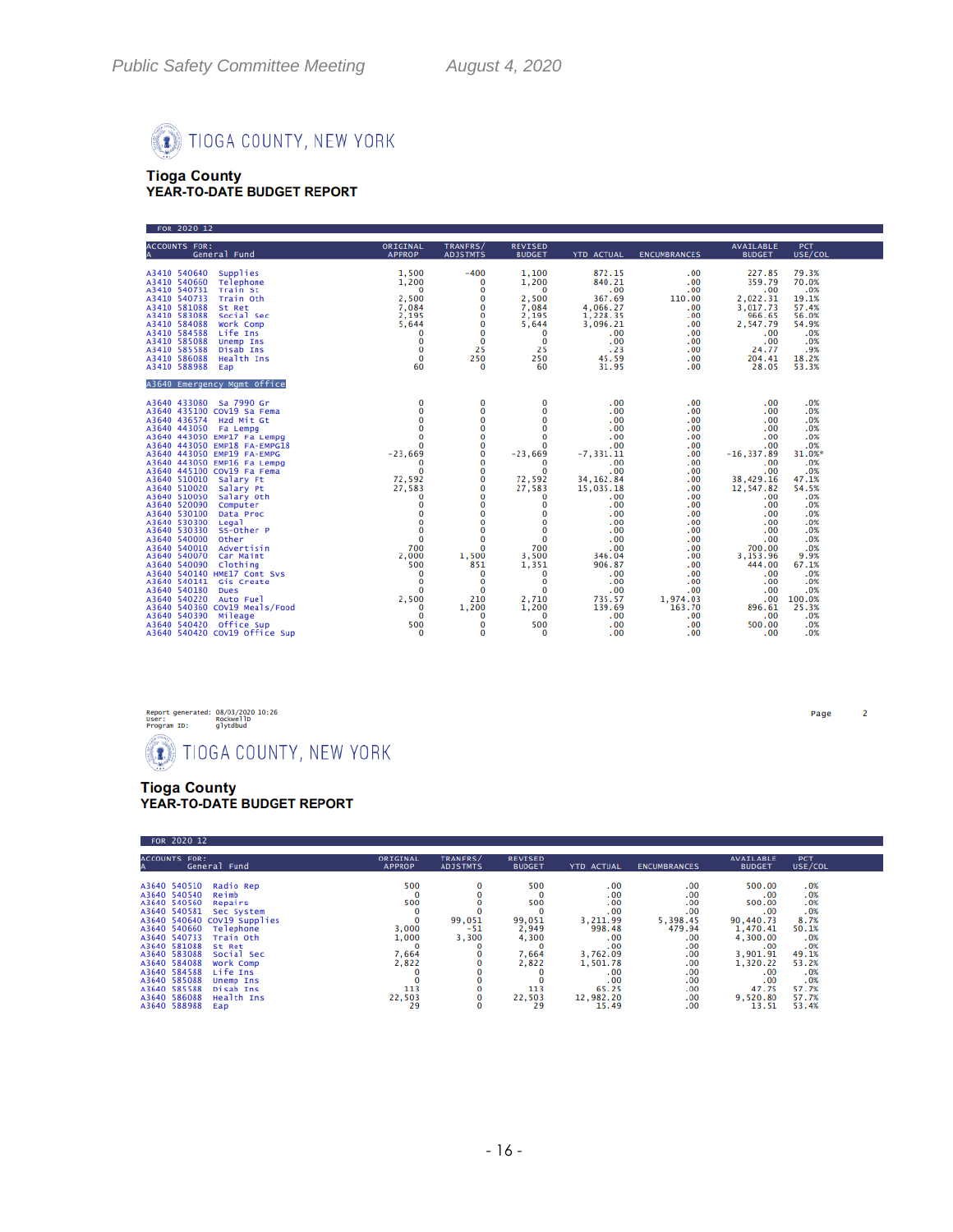# TIOGA COUNTY, NEW YORK

## Tioga County
## YEAR-TO-DATE BUDGET REPORT

FOR 2020 12

| ACCOUNTS FOR: A General Fund | | | ORIGINAL APPROP | TRANFRS/ ADJSTMTS | REVISED BUDGET | YTD ACTUAL | ENCUMBRANCES | AVAILABLE BUDGET | PCT USE/COL |
|---|---|---|---|---|---|---|---|---|---|
| A3410 | 540640 | Supplies | 1,500 | -400 | 1,100 | 872.15 | .00 | 227.85 | 79.3% |
| A3410 | 540660 | Telephone | 1,200 | 0 | 1,200 | 840.21 | .00 | 359.79 | 70.0% |
| A3410 | 540731 | Train St | 0 | 0 | 0 | .00 | .00 | .00 | .0% |
| A3410 | 540733 | Train Oth | 2,500 | 0 | 2,500 | 367.69 | 110.00 | 2,022.31 | 19.1% |
| A3410 | 581088 | St Ret | 7,084 | 0 | 7,084 | 4,066.27 | .00 | 3,017.73 | 57.4% |
| A3410 | 583088 | Social Sec | 2,195 | 0 | 2,195 | 1,228.35 | .00 | 966.65 | 56.0% |
| A3410 | 584088 | Work Comp | 5,644 | 0 | 5,644 | 3,096.21 | .00 | 2,547.79 | 54.9% |
| A3410 | 584588 | Life Ins | 0 | 0 | 0 | .00 | .00 | .00 | .0% |
| A3410 | 585088 | Unemp Ins | 0 | 0 | 0 | .00 | .00 | .00 | .0% |
| A3410 | 585588 | Disab Ins | 0 | 25 | 25 | .23 | .00 | 24.77 | .9% |
| A3410 | 586088 | Health Ins | 0 | 250 | 250 | 45.59 | .00 | 204.41 | 18.2% |
| A3410 | 588988 | Eap | 60 | 0 | 60 | 31.95 | .00 | 28.05 | 53.3% |
| **A3640 Emergency Mgmt Office** | | | | | | | | | |
| A3640 | 433080 | Sa 7990 Gr | 0 | 0 | 0 | .00 | .00 | .00 | .0% |
| A3640 | 435100 | COV19 Sa Fema | 0 | 0 | 0 | .00 | .00 | .00 | .0% |
| A3640 | 436574 | Hzd Mit Gt | 0 | 0 | 0 | .00 | .00 | .00 | .0% |
| A3640 | 443050 | Fa Lempg | 0 | 0 | 0 | .00 | .00 | .00 | .0% |
| A3640 | 443050 | EMP17 Fa Lempg | 0 | 0 | 0 | .00 | .00 | .00 | .0% |
| A3640 | 443050 | EMP18 FA-EMPG18 | 0 | 0 | 0 | .00 | .00 | .00 | .0% |
| A3640 | 443050 | EMP19 FA-EMPG | -23,669 | 0 | -23,669 | -7,331.11 | .00 | -16,337.89 | 31.0%* |
| A3640 | 443050 | EMP16 Fa Lempg | 0 | 0 | 0 | .00 | .00 | .00 | .0% |
| A3640 | 445100 | COV19 Fa Fema | 0 | 0 | 0 | .00 | .00 | .00 | .0% |
| A3640 | 510010 | Salary Ft | 72,592 | 0 | 72,592 | 34,162.84 | .00 | 38,429.16 | 47.1% |
| A3640 | 510020 | Salary Pt | 27,583 | 0 | 27,583 | 15,035.18 | .00 | 12,547.82 | 54.5% |
| A3640 | 510050 | Salary Oth | 0 | 0 | 0 | .00 | .00 | .00 | .0% |
| A3640 | 520090 | Computer | 0 | 0 | 0 | .00 | .00 | .00 | .0% |
| A3640 | 530100 | Data Proc | 0 | 0 | 0 | .00 | .00 | .00 | .0% |
| A3640 | 530300 | Legal | 0 | 0 | 0 | .00 | .00 | .00 | .0% |
| A3640 | 530330 | SS-Other P | 0 | 0 | 0 | .00 | .00 | .00 | .0% |
| A3640 | 540000 | Other | 0 | 0 | 0 | .00 | .00 | .00 | .0% |
| A3640 | 540010 | Advertisin | 700 | 0 | 700 | .00 | .00 | 700.00 | .0% |
| A3640 | 540070 | Car Maint | 2,000 | 1,500 | 3,500 | 346.04 | .00 | 3,153.96 | 9.9% |
| A3640 | 540090 | Clothing | 500 | 851 | 1,351 | 906.87 | .00 | 444.00 | 67.1% |
| A3640 | 540140 | HME17 Cont Svs | 0 | 0 | 0 | .00 | .00 | .00 | .0% |
| A3640 | 540141 | Cis Create | 0 | 0 | 0 | .00 | .00 | .00 | .0% |
| A3640 | 540180 | Dues | 0 | 0 | 0 | .00 | .00 | .00 | .0% |
| A3640 | 540220 | Auto Fuel | 2,500 | 210 | 2,710 | 735.57 | 1,974.03 | .00 | 100.0% |
| A3640 | 540360 | COV19 Meals/Food | 0 | 1,200 | 1,200 | 139.69 | 163.70 | 896.61 | 25.3% |
| A3640 | 540390 | Mileage | 0 | 0 | 0 | .00 | .00 | .00 | .0% |
| A3640 | 540420 | Office Sup | 500 | 0 | 500 | .00 | .00 | 500.00 | .0% |
| A3640 | 540420 | COV19 Office Sup | 0 | 0 | 0 | .00 | .00 | .00 | .0% |

Report generated: 08/03/2020 10:26
User: RockwellD
Program ID: glytdbud

Page 2

# TIOGA COUNTY, NEW YORK

## Tioga County
## YEAR-TO-DATE BUDGET REPORT

FOR 2020 12

| ACCOUNTS FOR: A General Fund | | | ORIGINAL APPROP | TRANFRS/ ADJSTMTS | REVISED BUDGET | YTD ACTUAL | ENCUMBRANCES | AVAILABLE BUDGET | PCT USE/COL |
|---|---|---|---|---|---|---|---|---|---|
| A3640 | 540510 | Radio Rep | 500 | 0 | 500 | .00 | .00 | 500.00 | .0% |
| A3640 | 540540 | Reimb | 0 | 0 | 0 | .00 | .00 | .00 | .0% |
| A3640 | 540560 | Repairs | 500 | 0 | 500 | .00 | .00 | 500.00 | .0% |
| A3640 | 540581 | Sec System | 0 | 0 | 0 | .00 | .00 | .00 | .0% |
| A3640 | 540640 | COV19 Supplies | 0 | 99,051 | 99,051 | 3,211.99 | 5,398.45 | 90,440.73 | 8.7% |
| A3640 | 540660 | Telephone | 3,000 | -51 | 2,949 | 998.48 | 479.94 | 1,470.41 | 50.1% |
| A3640 | 540733 | Train Oth | 1,000 | 3,300 | 4,300 | .00 | .00 | 4,300.00 | .0% |
| A3640 | 581088 | St Ret | 0 | 0 | 0 | .00 | .00 | .00 | .0% |
| A3640 | 583088 | Social Sec | 7,664 | 0 | 7,664 | 3,762.09 | .00 | 3,901.91 | 49.1% |
| A3640 | 584088 | Work Comp | 2,822 | 0 | 2,822 | 1,501.78 | .00 | 1,320.22 | 53.2% |
| A3640 | 584588 | Life Ins | 0 | 0 | 0 | .00 | .00 | .00 | .0% |
| A3640 | 585088 | Unemp Ins | 0 | 0 | 0 | .00 | .00 | .00 | .0% |
| A3640 | 585588 | Disab Ins | 113 | 0 | 113 | 65.25 | .00 | 47.75 | 57.7% |
| A3640 | 586088 | Health Ins | 22,503 | 0 | 22,503 | 12,982.20 | .00 | 9,520.80 | 57.7% |
| A3640 | 588988 | Eap | 29 | 0 | 29 | 15.49 | .00 | 13.51 | 53.4% |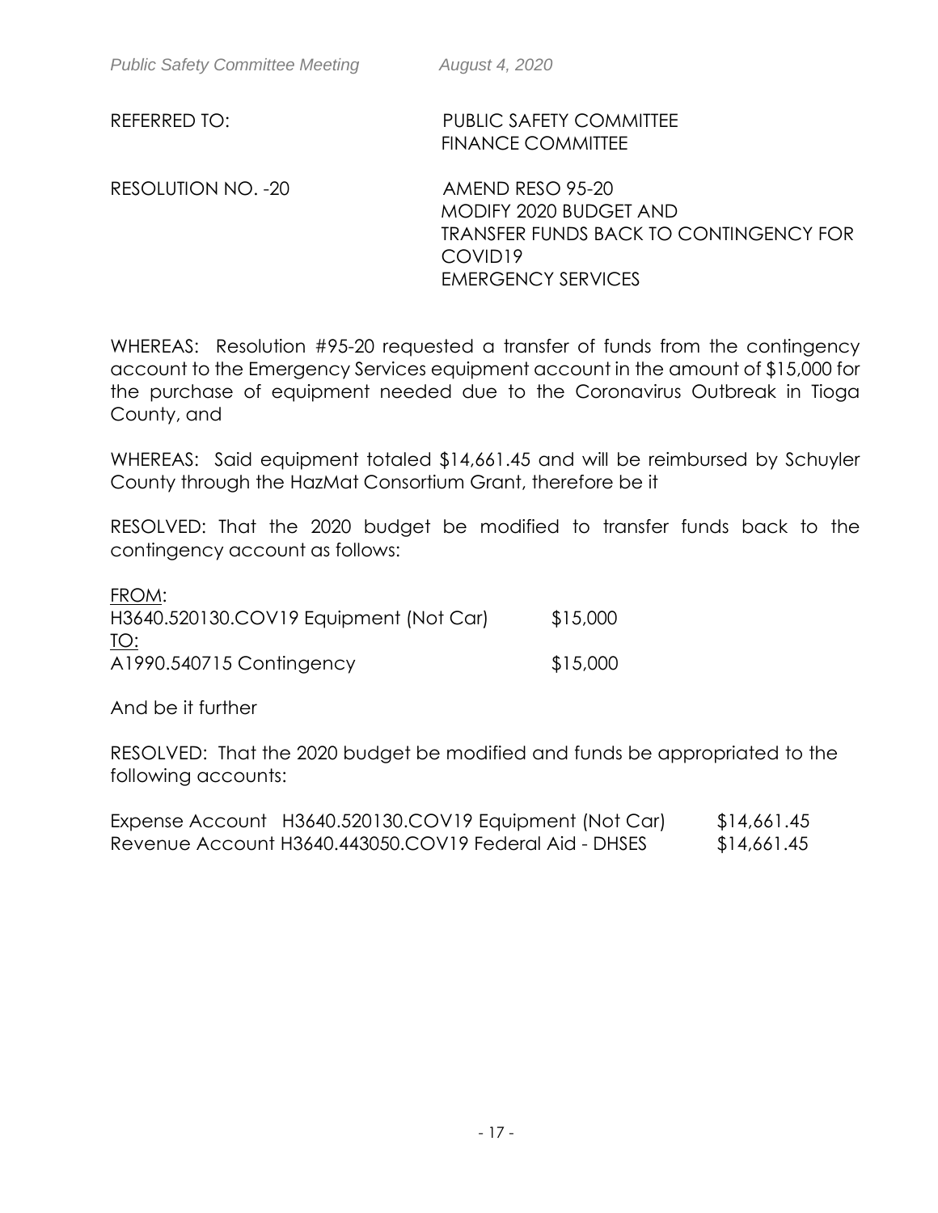REFERRED TO: PUBLIC SAFETY COMMITTEE
FINANCE COMMITTEE

RESOLUTION NO. -20 AMEND RESO 95-20
MODIFY 2020 BUDGET AND
TRANSFER FUNDS BACK TO CONTINGENCY FOR
COVID19
EMERGENCY SERVICES

WHEREAS: Resolution #95-20 requested a transfer of funds from the contingency account to the Emergency Services equipment account in the amount of $15,000 for the purchase of equipment needed due to the Coronavirus Outbreak in Tioga County, and

WHEREAS: Said equipment totaled $14,661.45 and will be reimbursed by Schuyler County through the HazMat Consortium Grant, therefore be it

RESOLVED: That the 2020 budget be modified to transfer funds back to the contingency account as follows:

| | |
|---|---|
| <u>FROM</u>: | |
| H3640.520130.COV19 Equipment (Not Car) | $15,000 |
| <u>TO:</u> | |
| A1990.540715 Contingency | $15,000 |

And be it further

RESOLVED: That the 2020 budget be modified and funds be appropriated to the following accounts:

| | | |
|---|---|---|
| Expense Account | H3640.520130.COV19 Equipment (Not Car) | $14,661.45 |
| Revenue Account | H3640.443050.COV19 Federal Aid - DHSES | $14,661.45 |